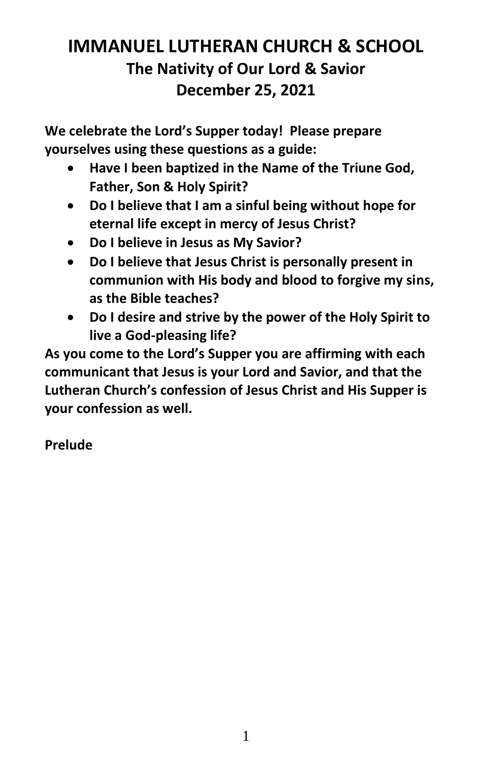# IMMANUEL LUTHERAN CHURCH & SCHOOL

## The Nativity of Our Lord & Savior

## December 25, 2021

**We celebrate the Lord's Supper today! Please prepare yourselves using these questions as a guide:**

- **Have I been baptized in the Name of the Triune God, Father, Son & Holy Spirit?**
- **Do I believe that I am a sinful being without hope for eternal life except in mercy of Jesus Christ?**
- **Do I believe in Jesus as My Savior?**
- **Do I believe that Jesus Christ is personally present in communion with His body and blood to forgive my sins, as the Bible teaches?**
- **Do I desire and strive by the power of the Holy Spirit to live a God-pleasing life?**

**As you come to the Lord's Supper you are affirming with each communicant that Jesus is your Lord and Savior, and that the Lutheran Church's confession of Jesus Christ and His Supper is your confession as well.**

**Prelude**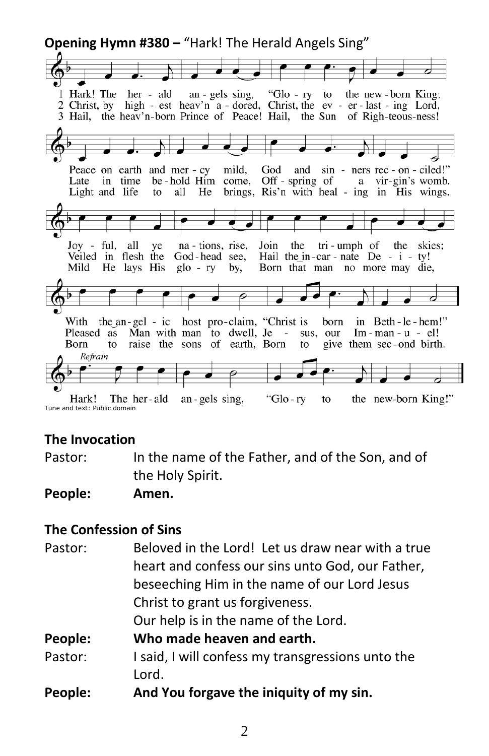**Opening Hymn #380 –** "Hark! The Herald Angels Sing"

1 Hark! The herald angels sing, "Glory to the newborn King;
Peace on earth and mercy mild, God and sinners reconciled!"
Joyful, all ye nations, rise, Join the triumph of the skies;
With the angelic host proclaim, "Christ is born in Bethlehem!"

2 Christ, by highest heav'n adored, Christ, the everlasting Lord,
Late in time behold Him come, Offspring of a virgin's womb.
Veiled in flesh the Godhead see, Hail the incarnate Deity!
Pleased as Man with man to dwell, Jesus, our Immanuel!

3 Hail, the heav'n-born Prince of Peace! Hail, the Sun of Righteousness!
Light and life to all He brings, Ris'n with healing in His wings.
Mild He lays His glory by, Born that man no more may die,
Born to raise the sons of earth, Born to give them second birth.

*Refrain*

Hark! The herald angels sing, "Glory to the newborn King!"

Tune and text: Public domain

**The Invocation**

Pastor: In the name of the Father, and of the Son, and of the Holy Spirit.

**People: Amen.**

**The Confession of Sins**

Pastor: Beloved in the Lord! Let us draw near with a true heart and confess our sins unto God, our Father, beseeching Him in the name of our Lord Jesus Christ to grant us forgiveness.
Our help is in the name of the Lord.

**People: Who made heaven and earth.**

Pastor: I said, I will confess my transgressions unto the Lord.

**People: And You forgave the iniquity of my sin.**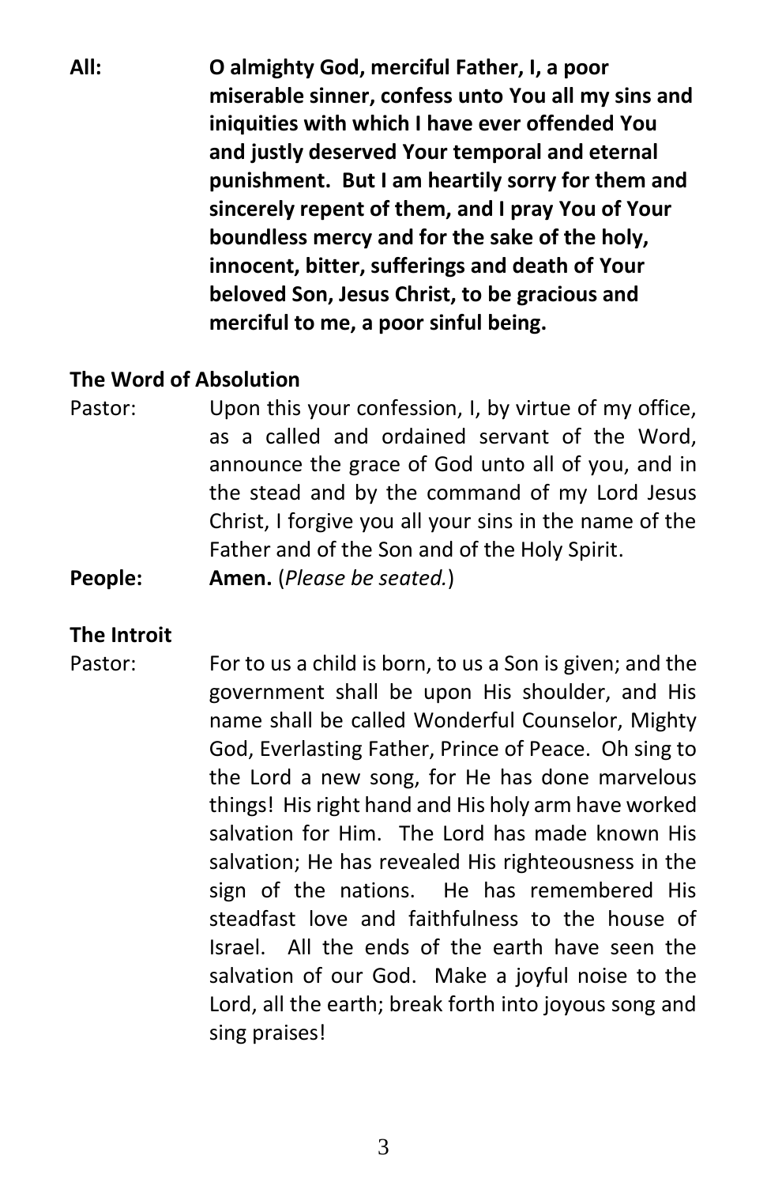**All:** **O almighty God, merciful Father, I, a poor miserable sinner, confess unto You all my sins and iniquities with which I have ever offended You and justly deserved Your temporal and eternal punishment. But I am heartily sorry for them and sincerely repent of them, and I pray You of Your boundless mercy and for the sake of the holy, innocent, bitter, sufferings and death of Your beloved Son, Jesus Christ, to be gracious and merciful to me, a poor sinful being.**

**The Word of Absolution**

Pastor: Upon this your confession, I, by virtue of my office, as a called and ordained servant of the Word, announce the grace of God unto all of you, and in the stead and by the command of my Lord Jesus Christ, I forgive you all your sins in the name of the Father and of the Son and of the Holy Spirit.

**People:** **Amen.** (*Please be seated.*)

**The Introit**

Pastor: For to us a child is born, to us a Son is given; and the government shall be upon His shoulder, and His name shall be called Wonderful Counselor, Mighty God, Everlasting Father, Prince of Peace. Oh sing to the Lord a new song, for He has done marvelous things! His right hand and His holy arm have worked salvation for Him. The Lord has made known His salvation; He has revealed His righteousness in the sign of the nations. He has remembered His steadfast love and faithfulness to the house of Israel. All the ends of the earth have seen the salvation of our God. Make a joyful noise to the Lord, all the earth; break forth into joyous song and sing praises!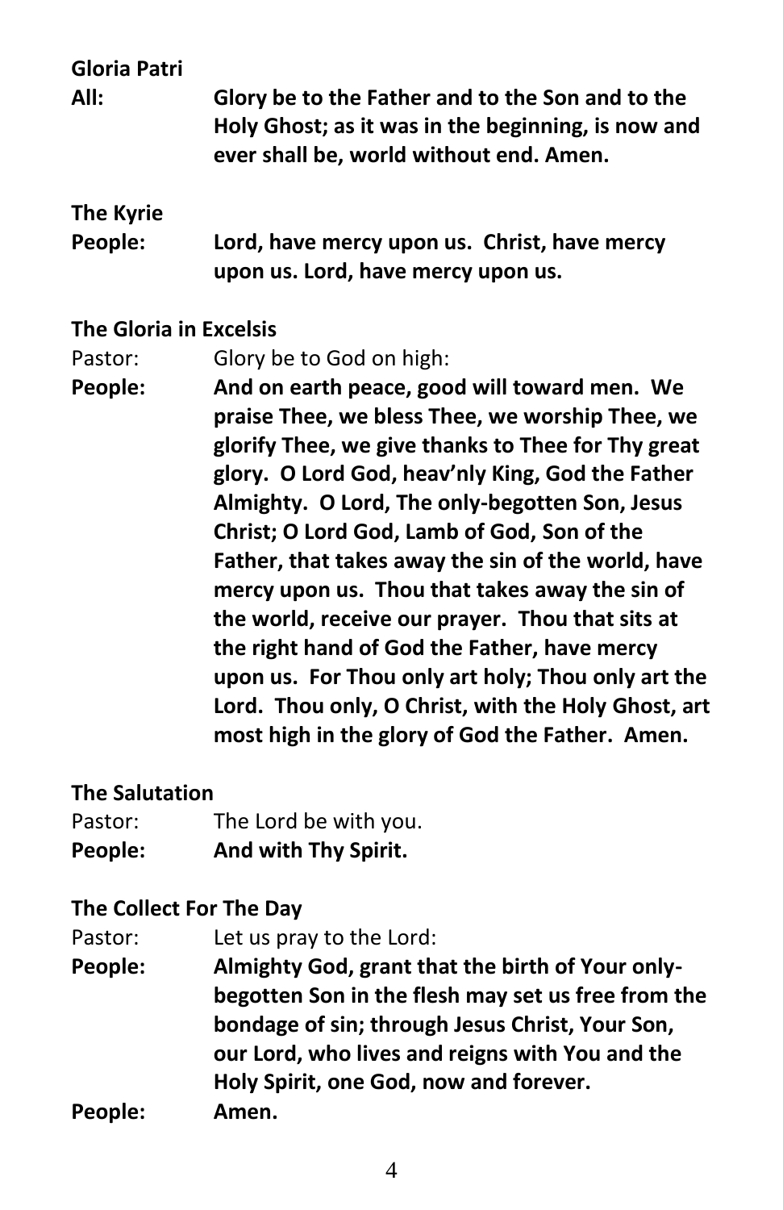**Gloria Patri**

**All:** **Glory be to the Father and to the Son and to the Holy Ghost; as it was in the beginning, is now and ever shall be, world without end. Amen.**

**The Kyrie**

**People:** **Lord, have mercy upon us. Christ, have mercy upon us. Lord, have mercy upon us.**

**The Gloria in Excelsis**

Pastor: Glory be to God on high:

**People:** **And on earth peace, good will toward men. We praise Thee, we bless Thee, we worship Thee, we glorify Thee, we give thanks to Thee for Thy great glory. O Lord God, heav'nly King, God the Father Almighty. O Lord, The only-begotten Son, Jesus Christ; O Lord God, Lamb of God, Son of the Father, that takes away the sin of the world, have mercy upon us. Thou that takes away the sin of the world, receive our prayer. Thou that sits at the right hand of God the Father, have mercy upon us. For Thou only art holy; Thou only art the Lord. Thou only, O Christ, with the Holy Ghost, art most high in the glory of God the Father. Amen.**

**The Salutation**

Pastor: The Lord be with you.

**People:** **And with Thy Spirit.**

**The Collect For The Day**

Pastor: Let us pray to the Lord:

**People:** **Almighty God, grant that the birth of Your only-begotten Son in the flesh may set us free from the bondage of sin; through Jesus Christ, Your Son, our Lord, who lives and reigns with You and the Holy Spirit, one God, now and forever.**

**People:** **Amen.**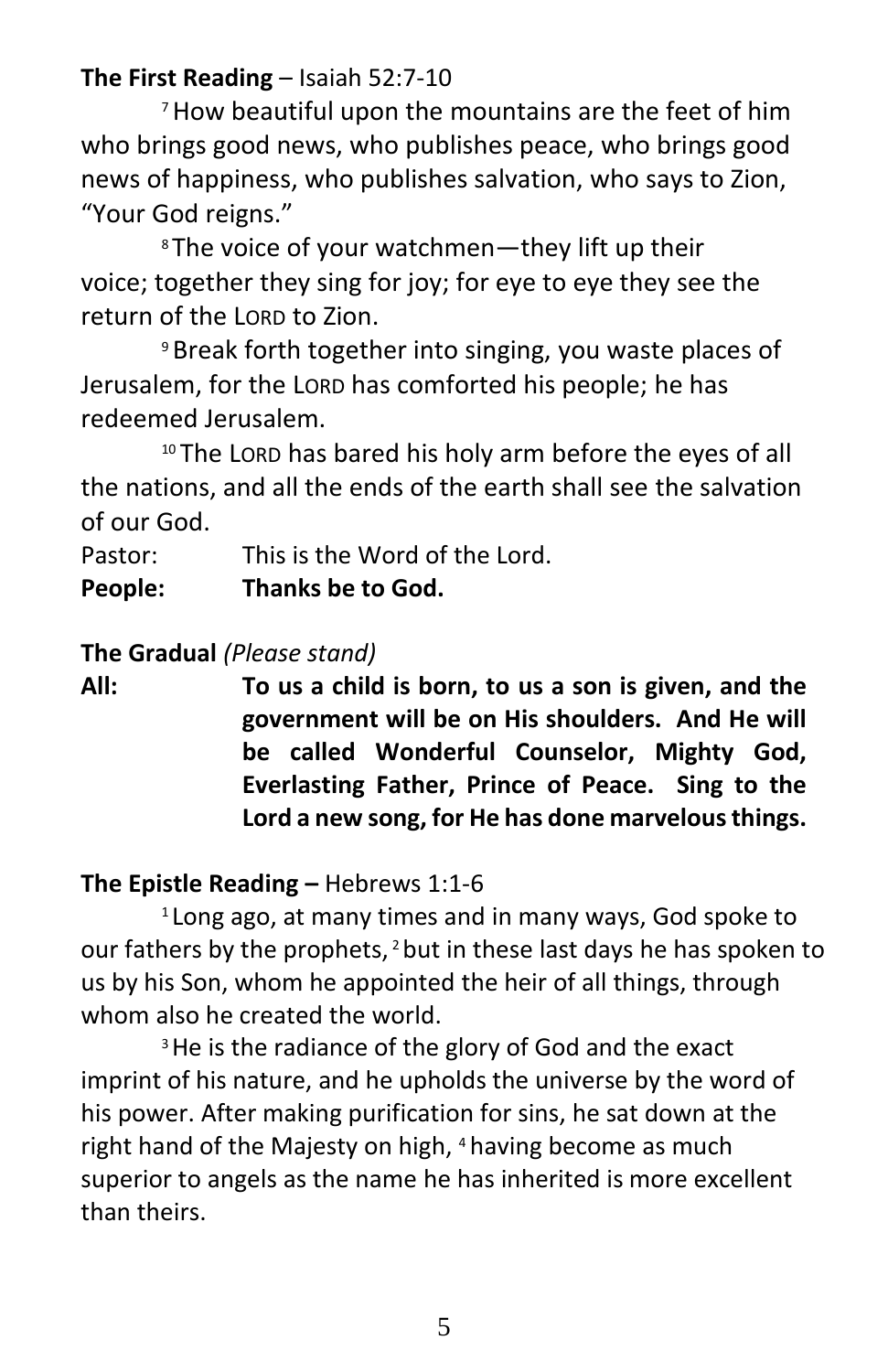**The First Reading** – Isaiah 52:7-10

[7] How beautiful upon the mountains are the feet of him who brings good news, who publishes peace, who brings good news of happiness, who publishes salvation, who says to Zion, "Your God reigns."

[8] The voice of your watchmen—they lift up their voice; together they sing for joy; for eye to eye they see the return of the LORD to Zion.

[9] Break forth together into singing, you waste places of Jerusalem, for the LORD has comforted his people; he has redeemed Jerusalem.

[10] The LORD has bared his holy arm before the eyes of all the nations, and all the ends of the earth shall see the salvation of our God.

Pastor: This is the Word of the Lord.
**People: Thanks be to God.**

**The Gradual** *(Please stand)*

**All: To us a child is born, to us a son is given, and the government will be on His shoulders. And He will be called Wonderful Counselor, Mighty God, Everlasting Father, Prince of Peace. Sing to the Lord a new song, for He has done marvelous things.**

**The Epistle Reading –** Hebrews 1:1-6

[1] Long ago, at many times and in many ways, God spoke to our fathers by the prophets, [2] but in these last days he has spoken to us by his Son, whom he appointed the heir of all things, through whom also he created the world.

[3] He is the radiance of the glory of God and the exact imprint of his nature, and he upholds the universe by the word of his power. After making purification for sins, he sat down at the right hand of the Majesty on high, [4] having become as much superior to angels as the name he has inherited is more excellent than theirs.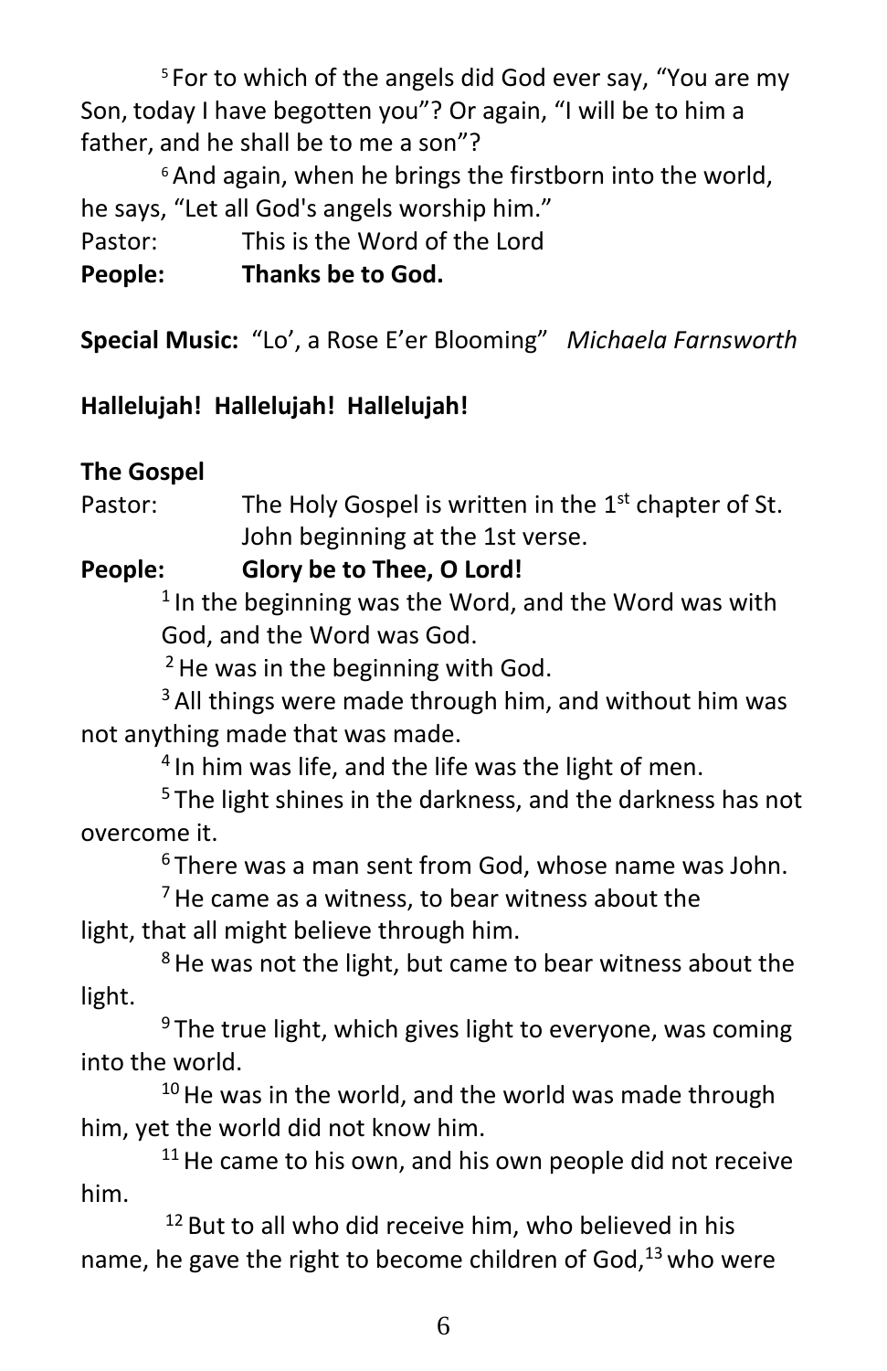[5] For to which of the angels did God ever say, "You are my Son, today I have begotten you"? Or again, "I will be to him a father, and he shall be to me a son"?

[6] And again, when he brings the firstborn into the world, he says, "Let all God's angels worship him."

Pastor: This is the Word of the Lord

**People: Thanks be to God.**

**Special Music:** "Lo', a Rose E'er Blooming" *Michaela Farnsworth*

**Hallelujah! Hallelujah! Hallelujah!**

**The Gospel**

Pastor: The Holy Gospel is written in the 1st chapter of St. John beginning at the 1st verse.

**People: Glory be to Thee, O Lord!**

[1] In the beginning was the Word, and the Word was with God, and the Word was God.

[2] He was in the beginning with God.

[3] All things were made through him, and without him was not anything made that was made.

[4] In him was life, and the life was the light of men.

[5] The light shines in the darkness, and the darkness has not overcome it.

[6] There was a man sent from God, whose name was John.

[7] He came as a witness, to bear witness about the light, that all might believe through him.

[8] He was not the light, but came to bear witness about the light.

[9] The true light, which gives light to everyone, was coming into the world.

[10] He was in the world, and the world was made through him, yet the world did not know him.

[11] He came to his own, and his own people did not receive him.

[12] But to all who did receive him, who believed in his name, he gave the right to become children of God,[13] who were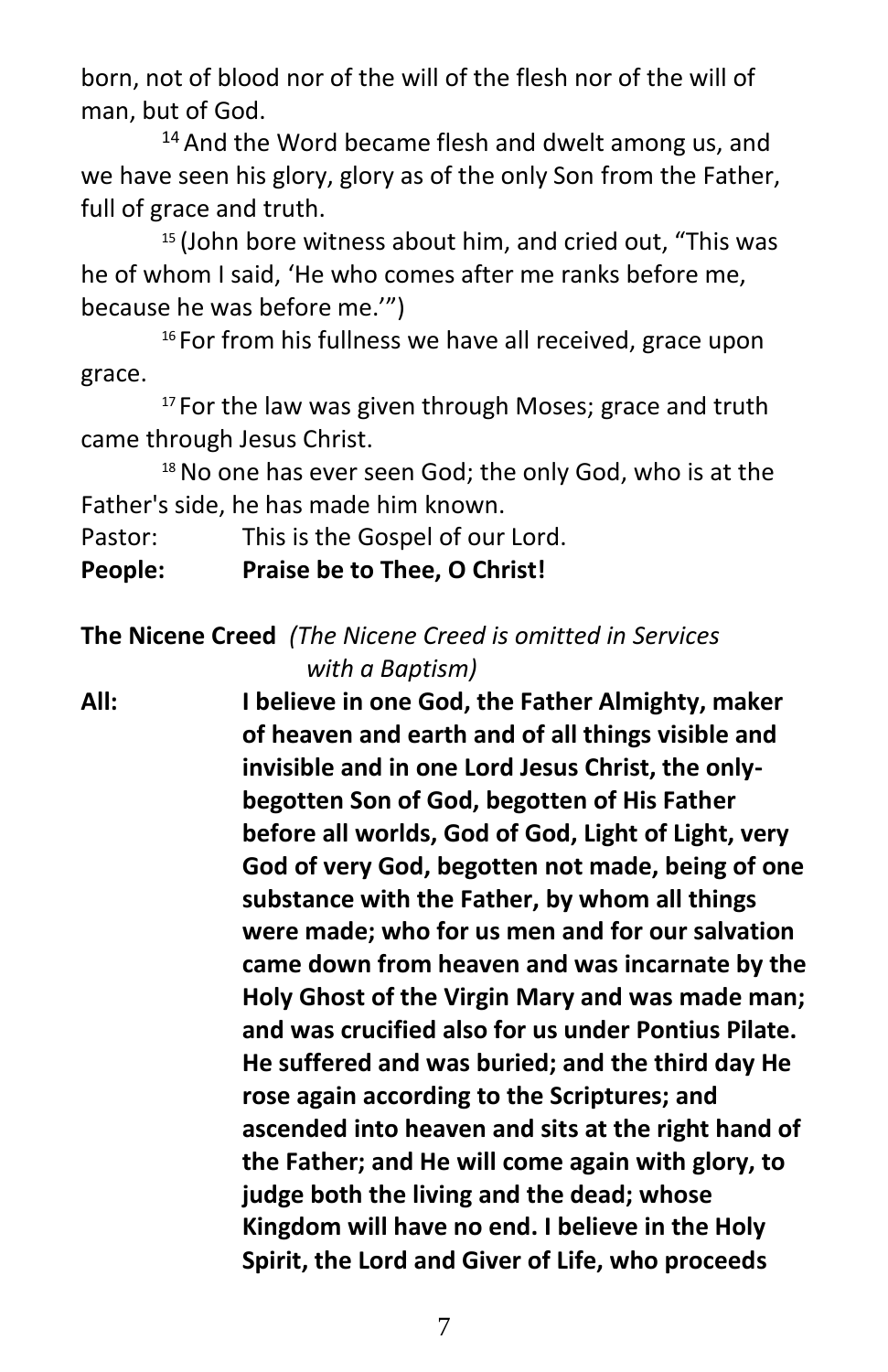born, not of blood nor of the will of the flesh nor of the will of man, but of God.

[14] And the Word became flesh and dwelt among us, and we have seen his glory, glory as of the only Son from the Father, full of grace and truth.

[15] (John bore witness about him, and cried out, "This was he of whom I said, 'He who comes after me ranks before me, because he was before me.'")

[16] For from his fullness we have all received, grace upon grace.

[17] For the law was given through Moses; grace and truth came through Jesus Christ.

[18] No one has ever seen God; the only God, who is at the Father's side, he has made him known.

Pastor: This is the Gospel of our Lord.

**People: Praise be to Thee, O Christ!**

**The Nicene Creed** *(The Nicene Creed is omitted in Services with a Baptism)*

**All: I believe in one God, the Father Almighty, maker of heaven and earth and of all things visible and invisible and in one Lord Jesus Christ, the only-begotten Son of God, begotten of His Father before all worlds, God of God, Light of Light, very God of very God, begotten not made, being of one substance with the Father, by whom all things were made; who for us men and for our salvation came down from heaven and was incarnate by the Holy Ghost of the Virgin Mary and was made man; and was crucified also for us under Pontius Pilate. He suffered and was buried; and the third day He rose again according to the Scriptures; and ascended into heaven and sits at the right hand of the Father; and He will come again with glory, to judge both the living and the dead; whose Kingdom will have no end. I believe in the Holy Spirit, the Lord and Giver of Life, who proceeds**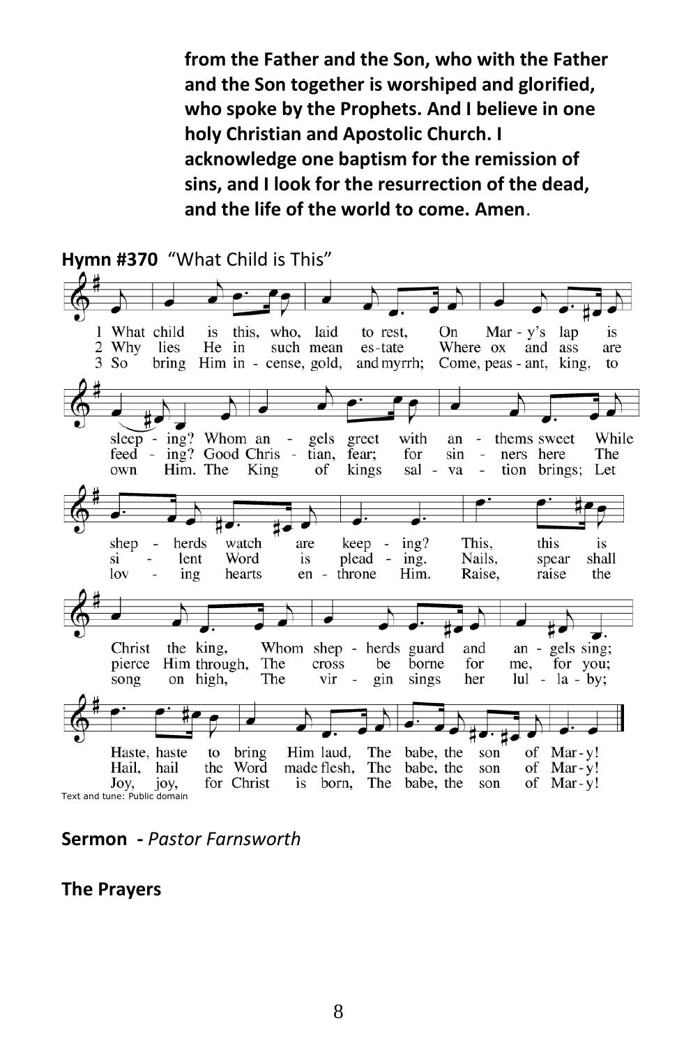**from the Father and the Son, who with the Father and the Son together is worshiped and glorified, who spoke by the Prophets. And I believe in one holy Christian and Apostolic Church. I acknowledge one baptism for the remission of sins, and I look for the resurrection of the dead, and the life of the world to come. Amen**.

**Hymn #370** "What Child is This"

1 What child is this, who, laid to rest, On Mary's lap is sleeping? Whom angels greet with anthems sweet While shepherds watch are keeping? This, this is Christ the king, Whom shepherds guard and angels sing; Haste, haste to bring Him laud, The babe, the son of Mary!

2 Why lies He in such mean estate Where ox and ass are feeding? Good Christian, fear; for sinners here The silent Word is pleading. Nails, spear shall pierce Him through, The cross be borne for me, for you; Hail, hail the Word made flesh, The babe, the son of Mary!

3 So bring Him incense, gold, and myrrh; Come, peasant, king, to own Him. The King of kings salvation brings; Let loving hearts enthrone Him. Raise, raise the song on high, The virgin sings her lullaby; Joy, joy, for Christ is born, The babe, the son of Mary!

Text and tune: Public domain

**Sermon -** *Pastor Farnsworth*

**The Prayers**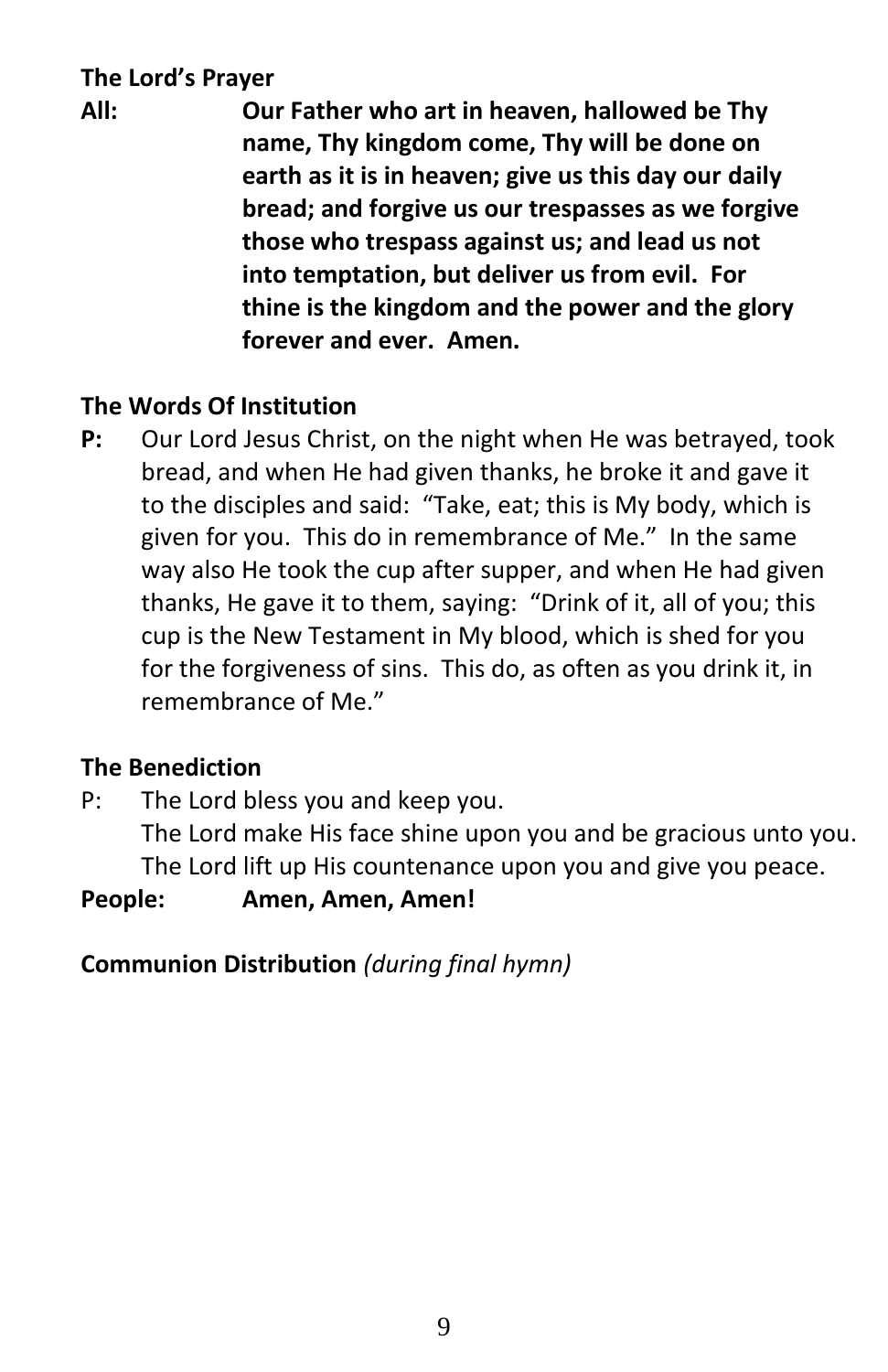**The Lord's Prayer**

**All:** **Our Father who art in heaven, hallowed be Thy name, Thy kingdom come, Thy will be done on earth as it is in heaven; give us this day our daily bread; and forgive us our trespasses as we forgive those who trespass against us; and lead us not into temptation, but deliver us from evil. For thine is the kingdom and the power and the glory forever and ever. Amen.**

**The Words Of Institution**

**P:** Our Lord Jesus Christ, on the night when He was betrayed, took bread, and when He had given thanks, he broke it and gave it to the disciples and said: "Take, eat; this is My body, which is given for you. This do in remembrance of Me." In the same way also He took the cup after supper, and when He had given thanks, He gave it to them, saying: "Drink of it, all of you; this cup is the New Testament in My blood, which is shed for you for the forgiveness of sins. This do, as often as you drink it, in remembrance of Me."

**The Benediction**

P: The Lord bless you and keep you.
The Lord make His face shine upon you and be gracious unto you.
The Lord lift up His countenance upon you and give you peace.

**People:** **Amen, Amen, Amen!**

**Communion Distribution** *(during final hymn)*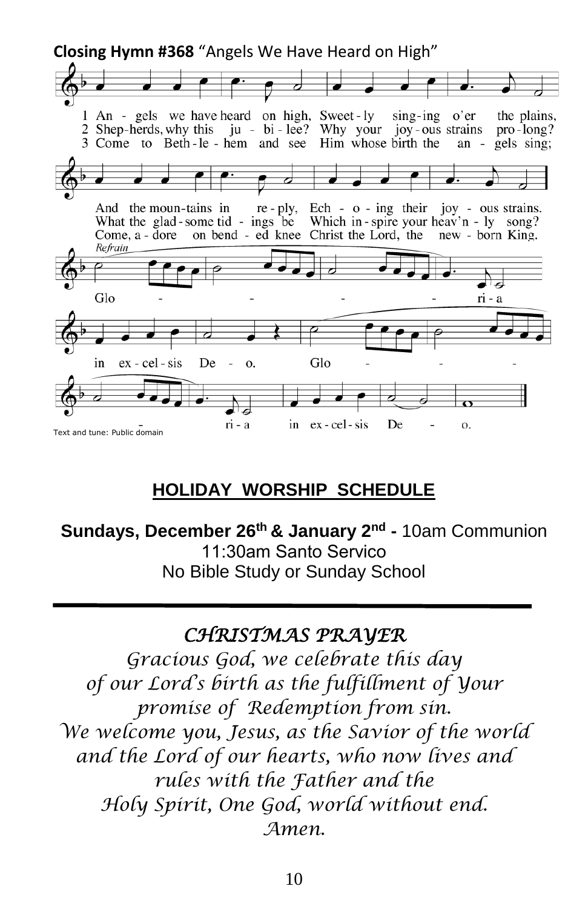**Closing Hymn #368** "Angels We Have Heard on High"

1 Angels we have heard on high, Sweetly singing o'er the plains,
And the mountains in reply, Echoing their joyous strains.

2 Shepherds, why this jubilee? Why your joyous strains prolong?
What the gladsome tidings be Which inspire your heav'nly song?

3 Come to Bethlehem and see Him whose birth the angels sing;
Come, adore on bended knee Christ the Lord, the newborn King.

*Refrain*
Gloria in excelsis Deo.
Gloria in excelsis Deo.

Text and tune: Public domain

## HOLIDAY WORSHIP SCHEDULE

**Sundays, December 26th & January 2nd -** 10am Communion
11:30am Santo Servico
No Bible Study or Sunday School

---

## *CHRISTMAS PRAYER*

*Gracious God, we celebrate this day*
*of our Lord's birth as the fulfillment of Your*
*promise of Redemption from sin.*
*We welcome you, Jesus, as the Savior of the world*
*and the Lord of our hearts, who now lives and*
*rules with the Father and the*
*Holy Spirit, One God, world without end.*
*Amen.*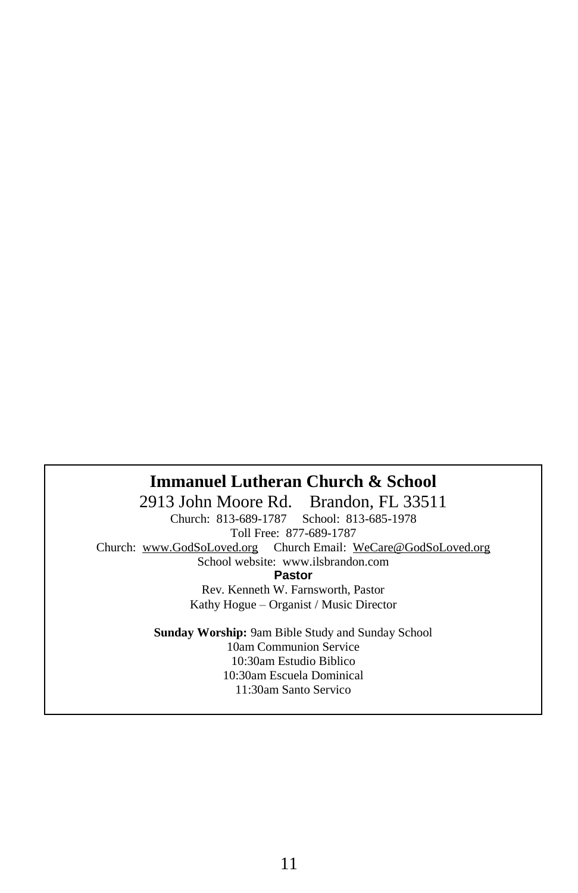**Immanuel Lutheran Church & School**

2913 John Moore Rd.    Brandon, FL 33511

Church:  813-689-1787     School:  813-685-1978

Toll Free:  877-689-1787

Church:  www.GodSoLoved.org     Church Email:  WeCare@GodSoLoved.org

School website:  www.ilsbrandon.com

**Pastor**

Rev. Kenneth W. Farnsworth, Pastor

Kathy Hogue – Organist / Music Director

**Sunday Worship:** 9am Bible Study and Sunday School

10am Communion Service

10:30am Estudio Biblico

10:30am Escuela Dominical

11:30am Santo Servico